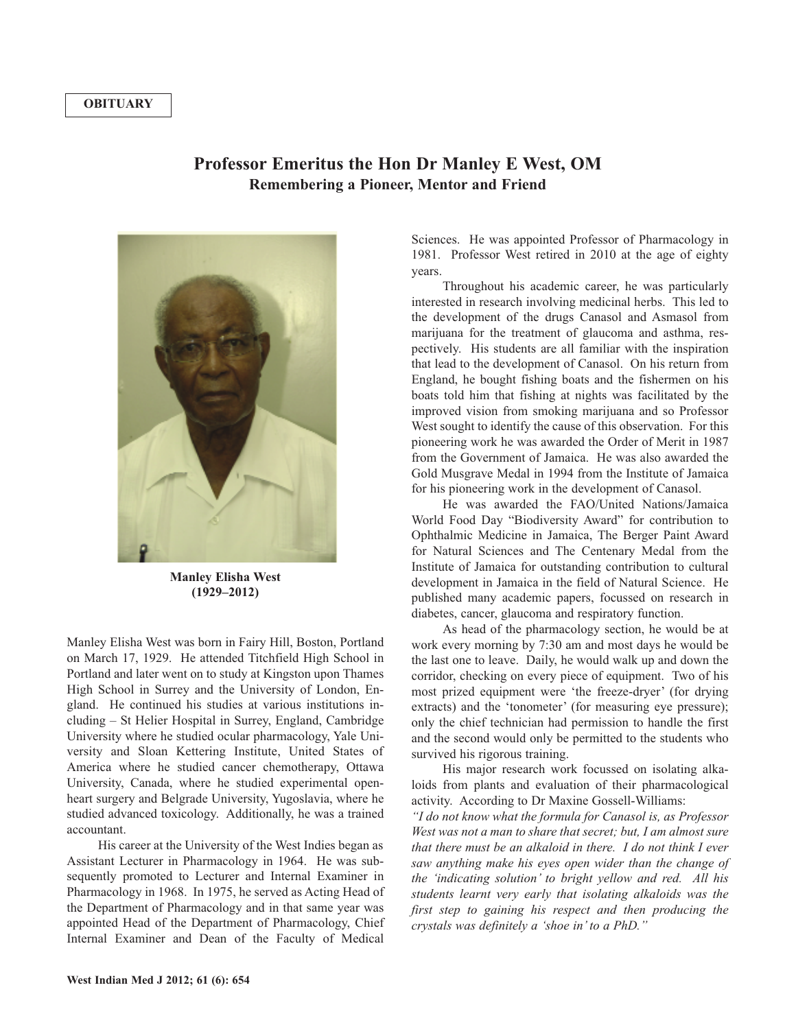**OBITUARY**

# Professor Emeritus the Hon Dr Manley E West, OM

## Remembering a Pioneer, Mentor and Friend

**Manley Elisha West (1929–2012)**

Manley Elisha West was born in Fairy Hill, Boston, Portland on March 17, 1929. He attended Titchfield High School in Portland and later went on to study at Kingston upon Thames High School in Surrey and the University of London, England. He continued his studies at various institutions including – St Helier Hospital in Surrey, England, Cambridge University where he studied ocular pharmacology, Yale University and Sloan Kettering Institute, United States of America where he studied cancer chemotherapy, Ottawa University, Canada, where he studied experimental open-heart surgery and Belgrade University, Yugoslavia, where he studied advanced toxicology. Additionally, he was a trained accountant.

His career at the University of the West Indies began as Assistant Lecturer in Pharmacology in 1964. He was subsequently promoted to Lecturer and Internal Examiner in Pharmacology in 1968. In 1975, he served as Acting Head of the Department of Pharmacology and in that same year was appointed Head of the Department of Pharmacology, Chief Internal Examiner and Dean of the Faculty of Medical Sciences. He was appointed Professor of Pharmacology in 1981. Professor West retired in 2010 at the age of eighty years.

Throughout his academic career, he was particularly interested in research involving medicinal herbs. This led to the development of the drugs Canasol and Asmasol from marijuana for the treatment of glaucoma and asthma, respectively. His students are all familiar with the inspiration that lead to the development of Canasol. On his return from England, he bought fishing boats and the fishermen on his boats told him that fishing at nights was facilitated by the improved vision from smoking marijuana and so Professor West sought to identify the cause of this observation. For this pioneering work he was awarded the Order of Merit in 1987 from the Government of Jamaica. He was also awarded the Gold Musgrave Medal in 1994 from the Institute of Jamaica for his pioneering work in the development of Canasol.

He was awarded the FAO/United Nations/Jamaica World Food Day "Biodiversity Award" for contribution to Ophthalmic Medicine in Jamaica, The Berger Paint Award for Natural Sciences and The Centenary Medal from the Institute of Jamaica for outstanding contribution to cultural development in Jamaica in the field of Natural Science. He published many academic papers, focussed on research in diabetes, cancer, glaucoma and respiratory function.

As head of the pharmacology section, he would be at work every morning by 7:30 am and most days he would be the last one to leave. Daily, he would walk up and down the corridor, checking on every piece of equipment. Two of his most prized equipment were 'the freeze-dryer' (for drying extracts) and the 'tonometer' (for measuring eye pressure); only the chief technician had permission to handle the first and the second would only be permitted to the students who survived his rigorous training.

His major research work focussed on isolating alkaloids from plants and evaluation of their pharmacological activity. According to Dr Maxine Gossell-Williams:

*"I do not know what the formula for Canasol is, as Professor West was not a man to share that secret; but, I am almost sure that there must be an alkaloid in there. I do not think I ever saw anything make his eyes open wider than the change of the 'indicating solution' to bright yellow and red. All his students learnt very early that isolating alkaloids was the first step to gaining his respect and then producing the crystals was definitely a 'shoe in' to a PhD."*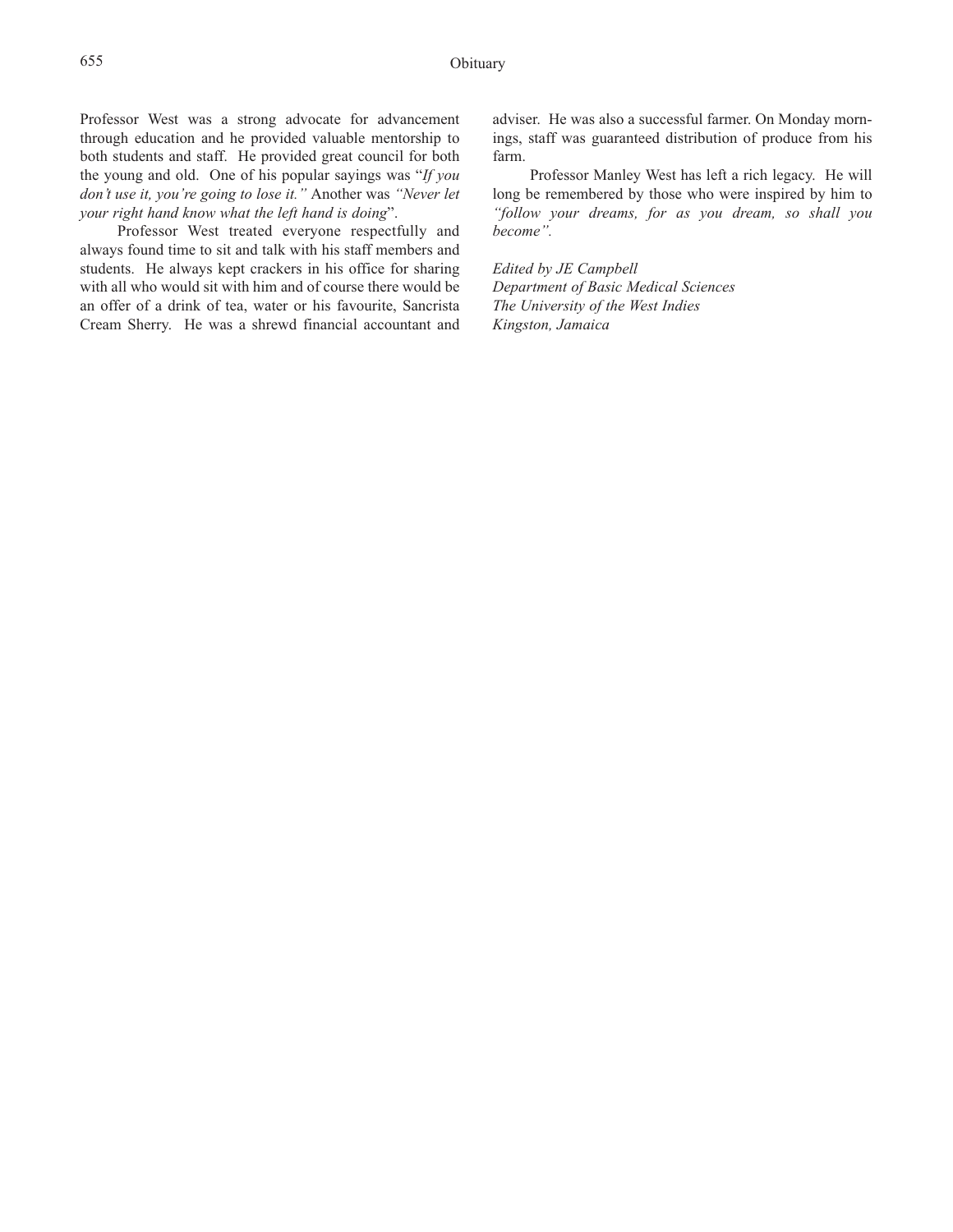Professor West was a strong advocate for advancement through education and he provided valuable mentorship to both students and staff. He provided great council for both the young and old. One of his popular sayings was "*If you don't use it, you're going to lose it.*" Another was *"Never let your right hand know what the left hand is doing*".

Professor West treated everyone respectfully and always found time to sit and talk with his staff members and students. He always kept crackers in his office for sharing with all who would sit with him and of course there would be an offer of a drink of tea, water or his favourite, Sancrista Cream Sherry. He was a shrewd financial accountant and adviser. He was also a successful farmer. On Monday mornings, staff was guaranteed distribution of produce from his farm.

Professor Manley West has left a rich legacy. He will long be remembered by those who were inspired by him to *"follow your dreams, for as you dream, so shall you become".*

*Edited by JE Campbell*
*Department of Basic Medical Sciences*
*The University of the West Indies*
*Kingston, Jamaica*